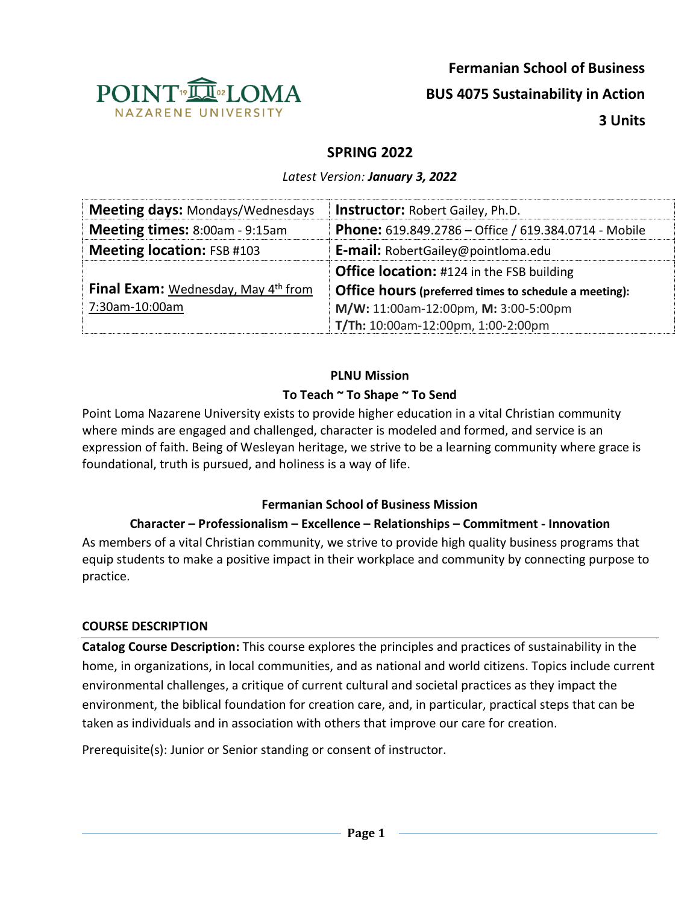**Fermanian School of Business**

**BUS 4075 Sustainability in Action**

**3 Units**

## SPRING 2022

*Latest Version: **January 3, 2022***

| **Meeting days:** Mondays/Wednesdays | **Instructor:** Robert Gailey, Ph.D. |
|---|---|
| **Meeting times:** 8:00am - 9:15am | **Phone:** 619.849.2786 – Office / 619.384.0714 - Mobile |
| **Meeting location:** FSB #103 | **E-mail:** RobertGailey@pointloma.edu |
| **Final Exam:** Wednesday, May 4th from 7:30am-10:00am | **Office location:** #124 in the FSB building<br>**Office hours (preferred times to schedule a meeting):**<br>**M/W:** 11:00am-12:00pm, **M:** 3:00-5:00pm<br>**T/Th:** 10:00am-12:00pm, 1:00-2:00pm |

**PLNU Mission**

**To Teach ~ To Shape ~ To Send**

Point Loma Nazarene University exists to provide higher education in a vital Christian community where minds are engaged and challenged, character is modeled and formed, and service is an expression of faith. Being of Wesleyan heritage, we strive to be a learning community where grace is foundational, truth is pursued, and holiness is a way of life.

**Fermanian School of Business Mission**

**Character – Professionalism – Excellence – Relationships – Commitment - Innovation**

As members of a vital Christian community, we strive to provide high quality business programs that equip students to make a positive impact in their workplace and community by connecting purpose to practice.

### COURSE DESCRIPTION

**Catalog Course Description:** This course explores the principles and practices of sustainability in the home, in organizations, in local communities, and as national and world citizens. Topics include current environmental challenges, a critique of current cultural and societal practices as they impact the environment, the biblical foundation for creation care, and, in particular, practical steps that can be taken as individuals and in association with others that improve our care for creation.

Prerequisite(s): Junior or Senior standing or consent of instructor.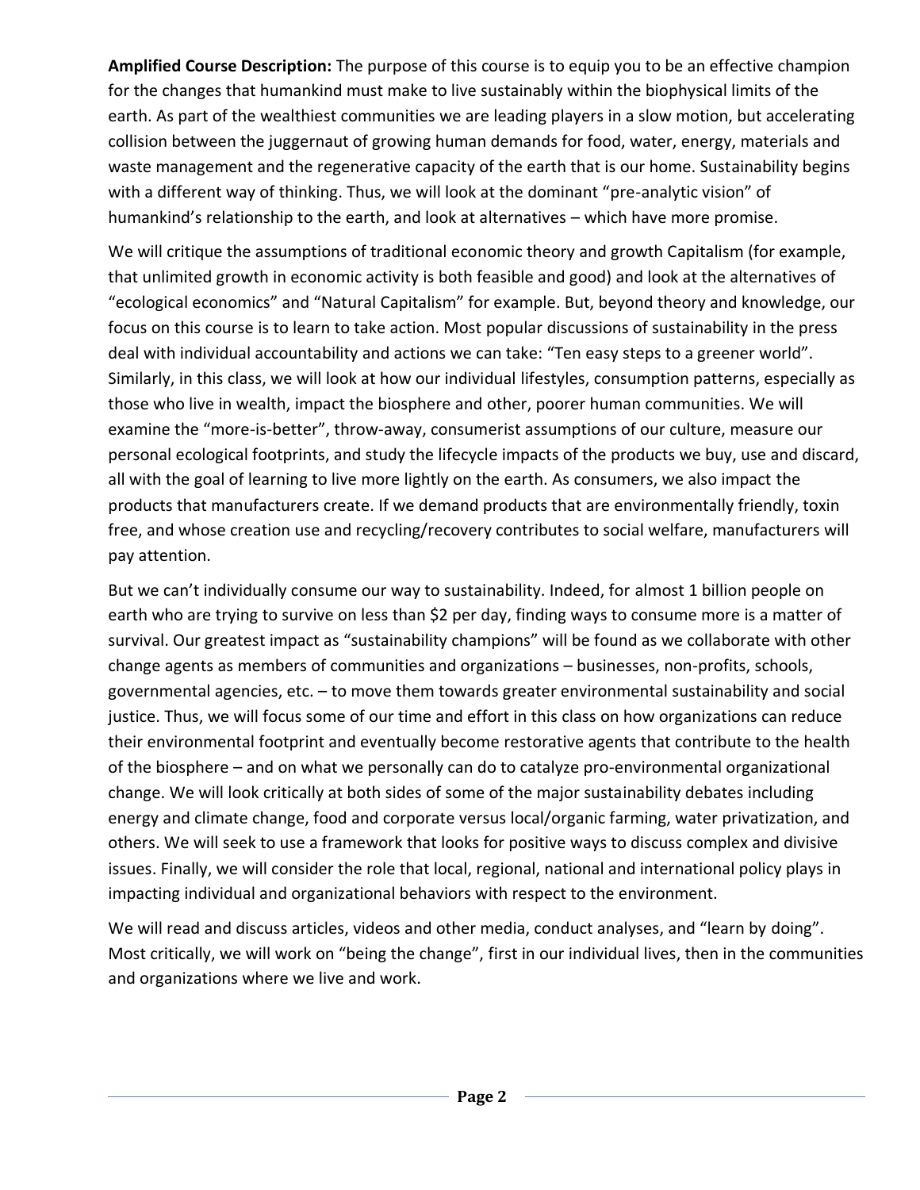**Amplified Course Description:** The purpose of this course is to equip you to be an effective champion for the changes that humankind must make to live sustainably within the biophysical limits of the earth. As part of the wealthiest communities we are leading players in a slow motion, but accelerating collision between the juggernaut of growing human demands for food, water, energy, materials and waste management and the regenerative capacity of the earth that is our home. Sustainability begins with a different way of thinking. Thus, we will look at the dominant "pre-analytic vision" of humankind's relationship to the earth, and look at alternatives – which have more promise.

We will critique the assumptions of traditional economic theory and growth Capitalism (for example, that unlimited growth in economic activity is both feasible and good) and look at the alternatives of "ecological economics" and "Natural Capitalism" for example. But, beyond theory and knowledge, our focus on this course is to learn to take action. Most popular discussions of sustainability in the press deal with individual accountability and actions we can take: "Ten easy steps to a greener world". Similarly, in this class, we will look at how our individual lifestyles, consumption patterns, especially as those who live in wealth, impact the biosphere and other, poorer human communities. We will examine the "more-is-better", throw-away, consumerist assumptions of our culture, measure our personal ecological footprints, and study the lifecycle impacts of the products we buy, use and discard, all with the goal of learning to live more lightly on the earth. As consumers, we also impact the products that manufacturers create. If we demand products that are environmentally friendly, toxin free, and whose creation use and recycling/recovery contributes to social welfare, manufacturers will pay attention.

But we can't individually consume our way to sustainability. Indeed, for almost 1 billion people on earth who are trying to survive on less than $2 per day, finding ways to consume more is a matter of survival. Our greatest impact as "sustainability champions" will be found as we collaborate with other change agents as members of communities and organizations – businesses, non-profits, schools, governmental agencies, etc. – to move them towards greater environmental sustainability and social justice. Thus, we will focus some of our time and effort in this class on how organizations can reduce their environmental footprint and eventually become restorative agents that contribute to the health of the biosphere – and on what we personally can do to catalyze pro-environmental organizational change. We will look critically at both sides of some of the major sustainability debates including energy and climate change, food and corporate versus local/organic farming, water privatization, and others. We will seek to use a framework that looks for positive ways to discuss complex and divisive issues. Finally, we will consider the role that local, regional, national and international policy plays in impacting individual and organizational behaviors with respect to the environment.

We will read and discuss articles, videos and other media, conduct analyses, and "learn by doing". Most critically, we will work on "being the change", first in our individual lives, then in the communities and organizations where we live and work.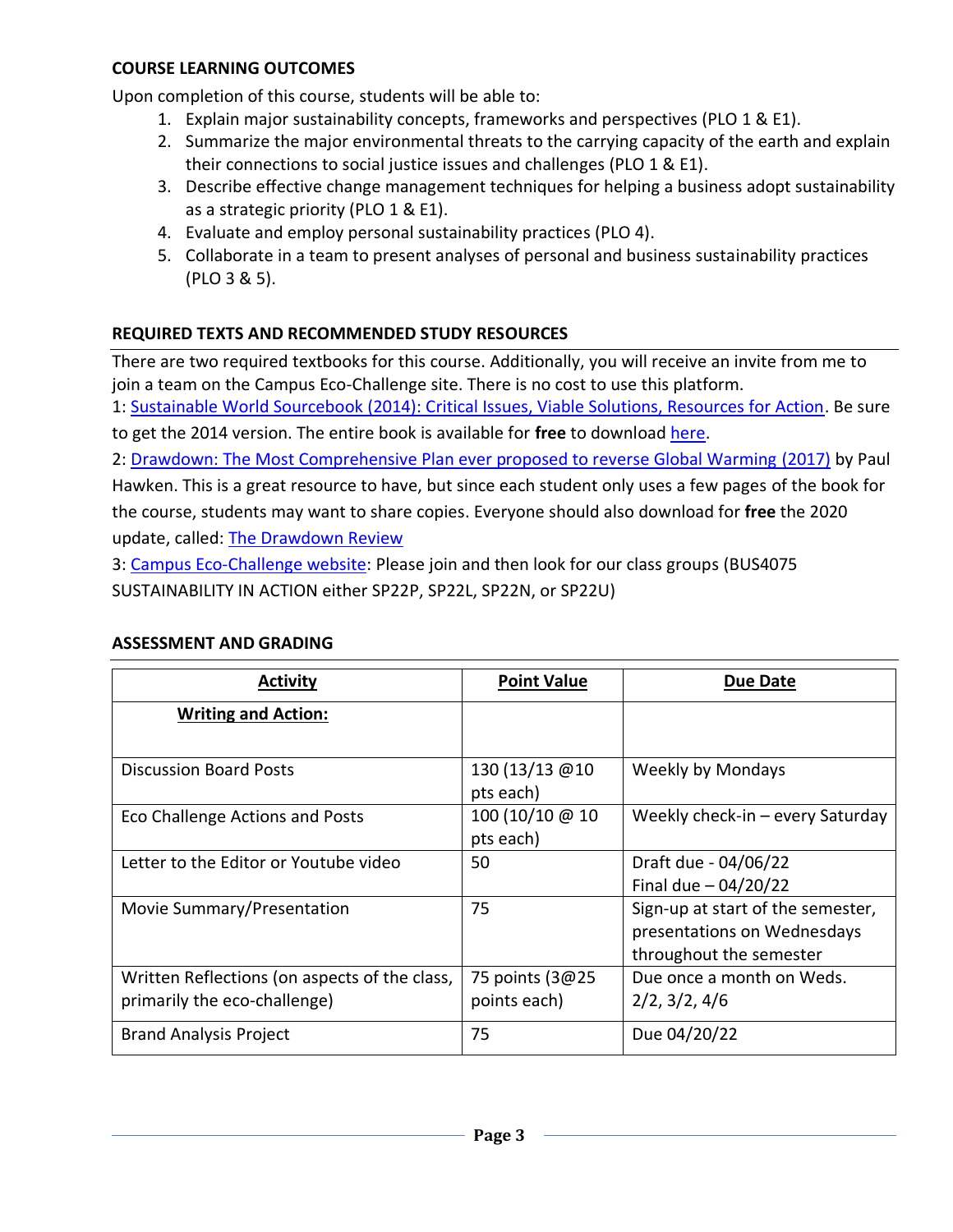## COURSE LEARNING OUTCOMES

Upon completion of this course, students will be able to:

1. Explain major sustainability concepts, frameworks and perspectives (PLO 1 & E1).
2. Summarize the major environmental threats to the carrying capacity of the earth and explain their connections to social justice issues and challenges (PLO 1 & E1).
3. Describe effective change management techniques for helping a business adopt sustainability as a strategic priority (PLO 1 & E1).
4. Evaluate and employ personal sustainability practices (PLO 4).
5. Collaborate in a team to present analyses of personal and business sustainability practices (PLO 3 & 5).

## REQUIRED TEXTS AND RECOMMENDED STUDY RESOURCES

There are two required textbooks for this course. Additionally, you will receive an invite from me to join a team on the Campus Eco-Challenge site. There is no cost to use this platform.

1: Sustainable World Sourcebook (2014): Critical Issues, Viable Solutions, Resources for Action. Be sure to get the 2014 version. The entire book is available for **free** to download here.

2: Drawdown: The Most Comprehensive Plan ever proposed to reverse Global Warming (2017) by Paul Hawken. This is a great resource to have, but since each student only uses a few pages of the book for the course, students may want to share copies. Everyone should also download for **free** the 2020 update, called: The Drawdown Review

3: Campus Eco-Challenge website: Please join and then look for our class groups (BUS4075 SUSTAINABILITY IN ACTION either SP22P, SP22L, SP22N, or SP22U)

## ASSESSMENT AND GRADING

| Activity | Point Value | Due Date |
|---|---|---|
| **Writing and Action:** | | |
| Discussion Board Posts | 130 (13/13 @10 pts each) | Weekly by Mondays |
| Eco Challenge Actions and Posts | 100 (10/10 @ 10 pts each) | Weekly check-in – every Saturday |
| Letter to the Editor or Youtube video | 50 | Draft due - 04/06/22<br>Final due – 04/20/22 |
| Movie Summary/Presentation | 75 | Sign-up at start of the semester, presentations on Wednesdays throughout the semester |
| Written Reflections (on aspects of the class, primarily the eco-challenge) | 75 points (3@25 points each) | Due once a month on Weds. 2/2, 3/2, 4/6 |
| Brand Analysis Project | 75 | Due 04/20/22 |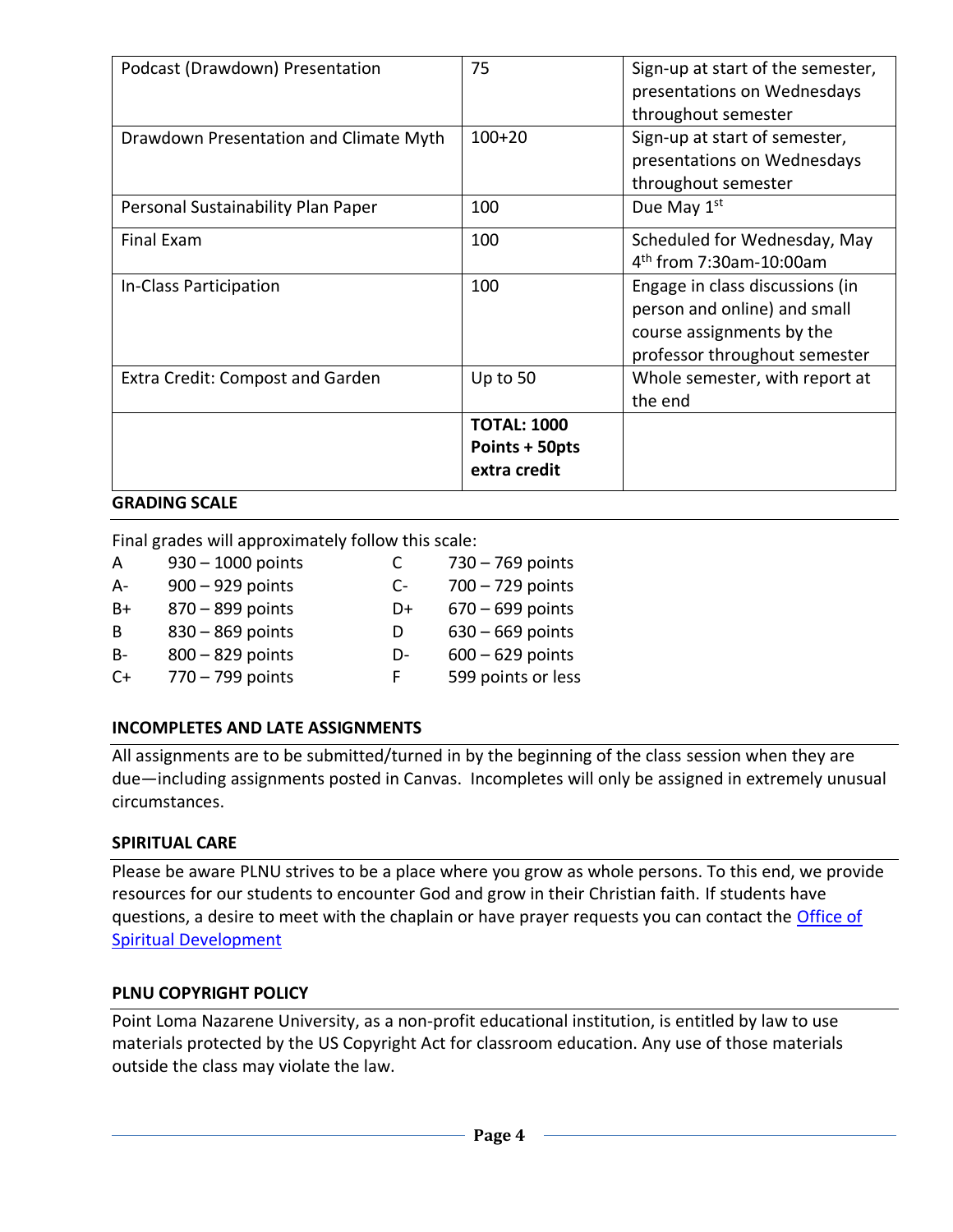| | | |
|---|---|---|
| Podcast (Drawdown) Presentation | 75 | Sign-up at start of the semester, presentations on Wednesdays throughout semester |
| Drawdown Presentation and Climate Myth | 100+20 | Sign-up at start of semester, presentations on Wednesdays throughout semester |
| Personal Sustainability Plan Paper | 100 | Due May 1st |
| Final Exam | 100 | Scheduled for Wednesday, May 4th from 7:30am-10:00am |
| In-Class Participation | 100 | Engage in class discussions (in person and online) and small course assignments by the professor throughout semester |
| Extra Credit: Compost and Garden | Up to 50 | Whole semester, with report at the end |
| | **TOTAL: 1000 Points + 50pts extra credit** | |

## GRADING SCALE

Final grades will approximately follow this scale:

| | | | |
|---|---|---|---|
| A | 930 – 1000 points | C | 730 – 769 points |
| A- | 900 – 929 points | C- | 700 – 729 points |
| B+ | 870 – 899 points | D+ | 670 – 699 points |
| B | 830 – 869 points | D | 630 – 669 points |
| B- | 800 – 829 points | D- | 600 – 629 points |
| C+ | 770 – 799 points | F | 599 points or less |

## INCOMPLETES AND LATE ASSIGNMENTS

All assignments are to be submitted/turned in by the beginning of the class session when they are due—including assignments posted in Canvas. Incompletes will only be assigned in extremely unusual circumstances.

## SPIRITUAL CARE

Please be aware PLNU strives to be a place where you grow as whole persons. To this end, we provide resources for our students to encounter God and grow in their Christian faith. If students have questions, a desire to meet with the chaplain or have prayer requests you can contact the Office of Spiritual Development

## PLNU COPYRIGHT POLICY

Point Loma Nazarene University, as a non-profit educational institution, is entitled by law to use materials protected by the US Copyright Act for classroom education. Any use of those materials outside the class may violate the law.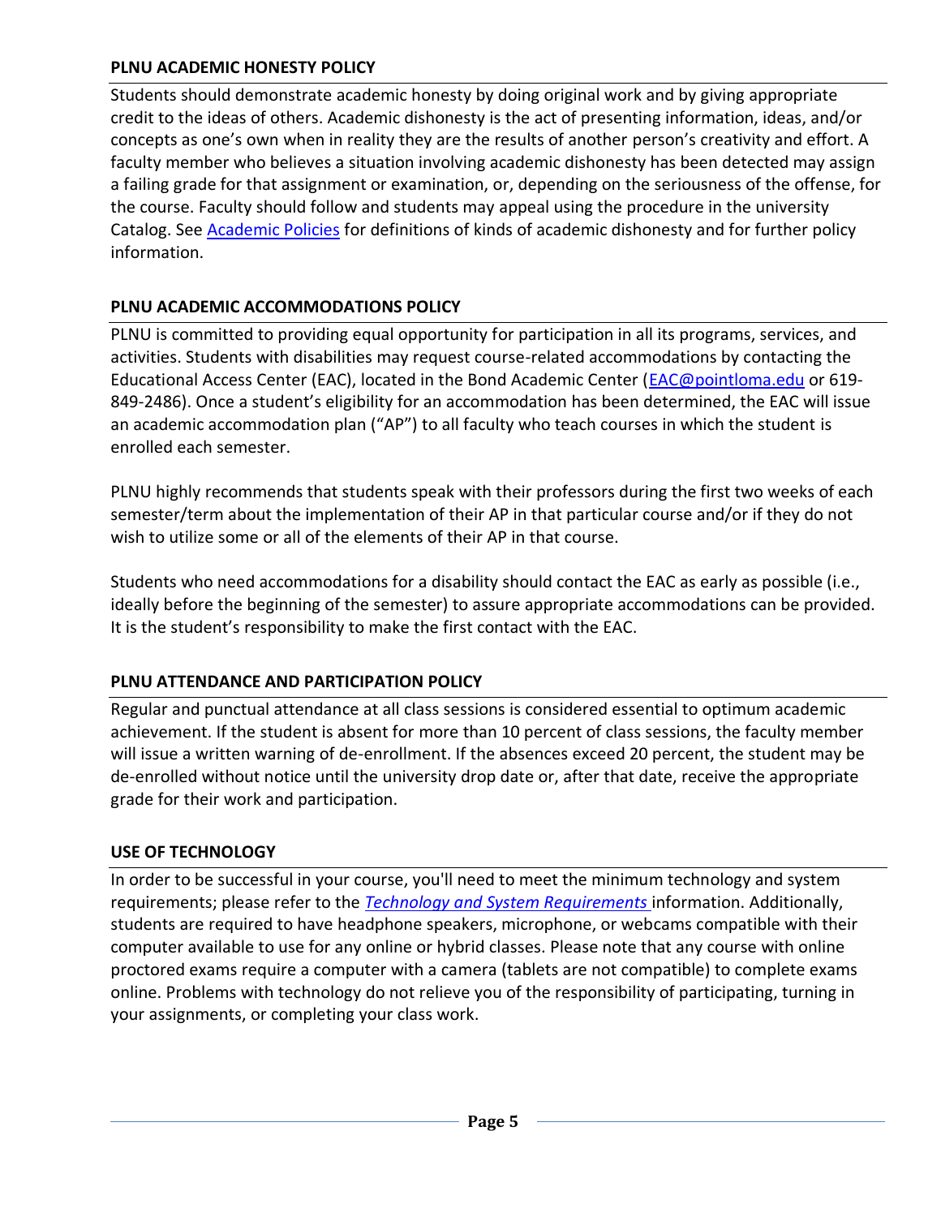### PLNU ACADEMIC HONESTY POLICY

Students should demonstrate academic honesty by doing original work and by giving appropriate credit to the ideas of others. Academic dishonesty is the act of presenting information, ideas, and/or concepts as one's own when in reality they are the results of another person's creativity and effort. A faculty member who believes a situation involving academic dishonesty has been detected may assign a failing grade for that assignment or examination, or, depending on the seriousness of the offense, for the course. Faculty should follow and students may appeal using the procedure in the university Catalog. See Academic Policies for definitions of kinds of academic dishonesty and for further policy information.

### PLNU ACADEMIC ACCOMMODATIONS POLICY

PLNU is committed to providing equal opportunity for participation in all its programs, services, and activities. Students with disabilities may request course-related accommodations by contacting the Educational Access Center (EAC), located in the Bond Academic Center (EAC@pointloma.edu or 619-849-2486). Once a student's eligibility for an accommodation has been determined, the EAC will issue an academic accommodation plan ("AP") to all faculty who teach courses in which the student is enrolled each semester.

PLNU highly recommends that students speak with their professors during the first two weeks of each semester/term about the implementation of their AP in that particular course and/or if they do not wish to utilize some or all of the elements of their AP in that course.

Students who need accommodations for a disability should contact the EAC as early as possible (i.e., ideally before the beginning of the semester) to assure appropriate accommodations can be provided. It is the student's responsibility to make the first contact with the EAC.

### PLNU ATTENDANCE AND PARTICIPATION POLICY

Regular and punctual attendance at all class sessions is considered essential to optimum academic achievement. If the student is absent for more than 10 percent of class sessions, the faculty member will issue a written warning of de-enrollment. If the absences exceed 20 percent, the student may be de-enrolled without notice until the university drop date or, after that date, receive the appropriate grade for their work and participation.

### USE OF TECHNOLOGY

In order to be successful in your course, you'll need to meet the minimum technology and system requirements; please refer to the *Technology and System Requirements* information. Additionally, students are required to have headphone speakers, microphone, or webcams compatible with their computer available to use for any online or hybrid classes. Please note that any course with online proctored exams require a computer with a camera (tablets are not compatible) to complete exams online. Problems with technology do not relieve you of the responsibility of participating, turning in your assignments, or completing your class work.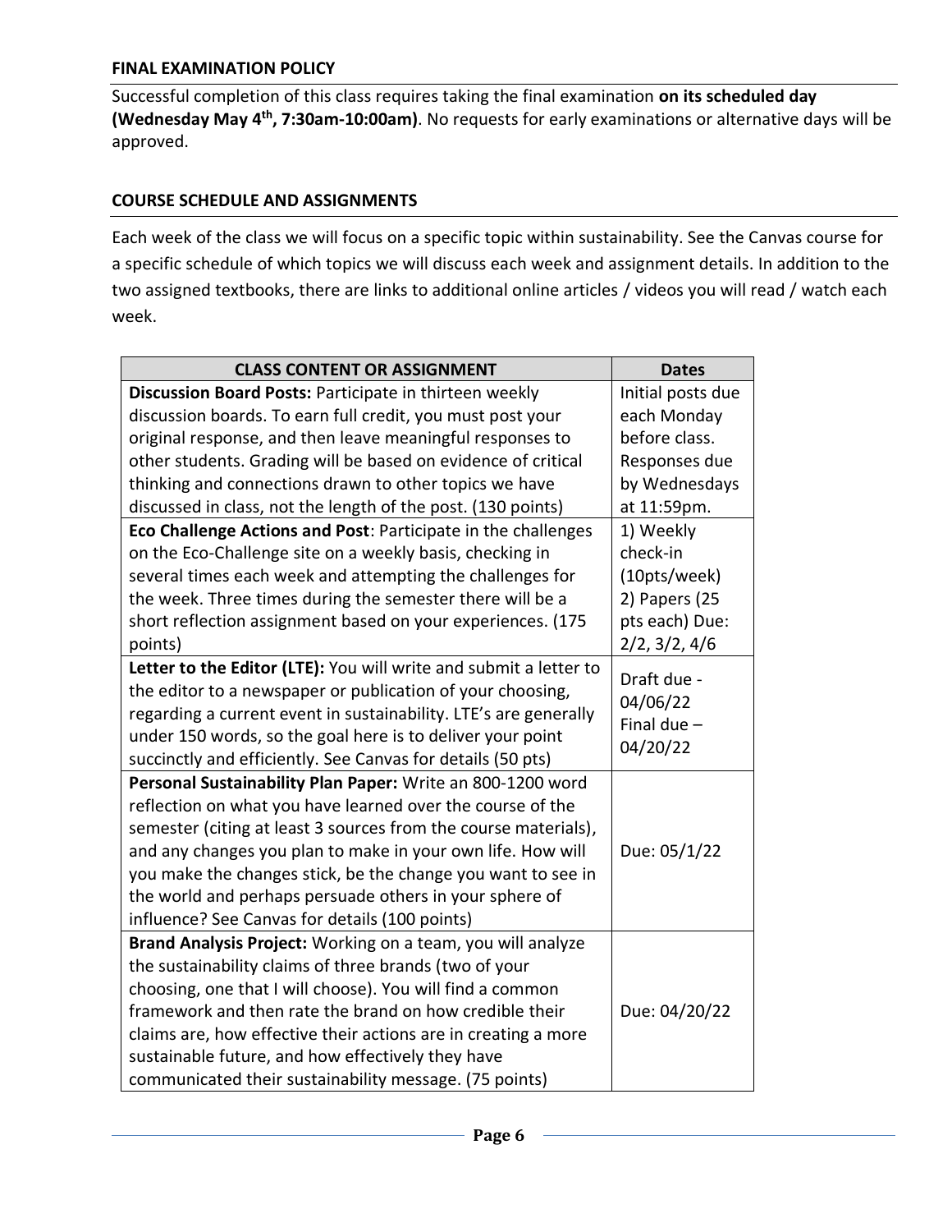## FINAL EXAMINATION POLICY

Successful completion of this class requires taking the final examination **on its scheduled day (Wednesday May 4th, 7:30am-10:00am)**. No requests for early examinations or alternative days will be approved.

## COURSE SCHEDULE AND ASSIGNMENTS

Each week of the class we will focus on a specific topic within sustainability. See the Canvas course for a specific schedule of which topics we will discuss each week and assignment details. In addition to the two assigned textbooks, there are links to additional online articles / videos you will read / watch each week.

| CLASS CONTENT OR ASSIGNMENT | Dates |
|---|---|
| **Discussion Board Posts:** Participate in thirteen weekly discussion boards. To earn full credit, you must post your original response, and then leave meaningful responses to other students. Grading will be based on evidence of critical thinking and connections drawn to other topics we have discussed in class, not the length of the post. (130 points) | Initial posts due each Monday before class. Responses due by Wednesdays at 11:59pm. |
| **Eco Challenge Actions and Post**: Participate in the challenges on the Eco-Challenge site on a weekly basis, checking in several times each week and attempting the challenges for the week. Three times during the semester there will be a short reflection assignment based on your experiences. (175 points) | 1) Weekly check-in (10pts/week) 2) Papers (25 pts each) Due: 2/2, 3/2, 4/6 |
| **Letter to the Editor (LTE):** You will write and submit a letter to the editor to a newspaper or publication of your choosing, regarding a current event in sustainability. LTE's are generally under 150 words, so the goal here is to deliver your point succinctly and efficiently. See Canvas for details (50 pts) | Draft due - 04/06/22 Final due – 04/20/22 |
| **Personal Sustainability Plan Paper:** Write an 800-1200 word reflection on what you have learned over the course of the semester (citing at least 3 sources from the course materials), and any changes you plan to make in your own life. How will you make the changes stick, be the change you want to see in the world and perhaps persuade others in your sphere of influence? See Canvas for details (100 points) | Due: 05/1/22 |
| **Brand Analysis Project:** Working on a team, you will analyze the sustainability claims of three brands (two of your choosing, one that I will choose). You will find a common framework and then rate the brand on how credible their claims are, how effective their actions are in creating a more sustainable future, and how effectively they have communicated their sustainability message. (75 points) | Due: 04/20/22 |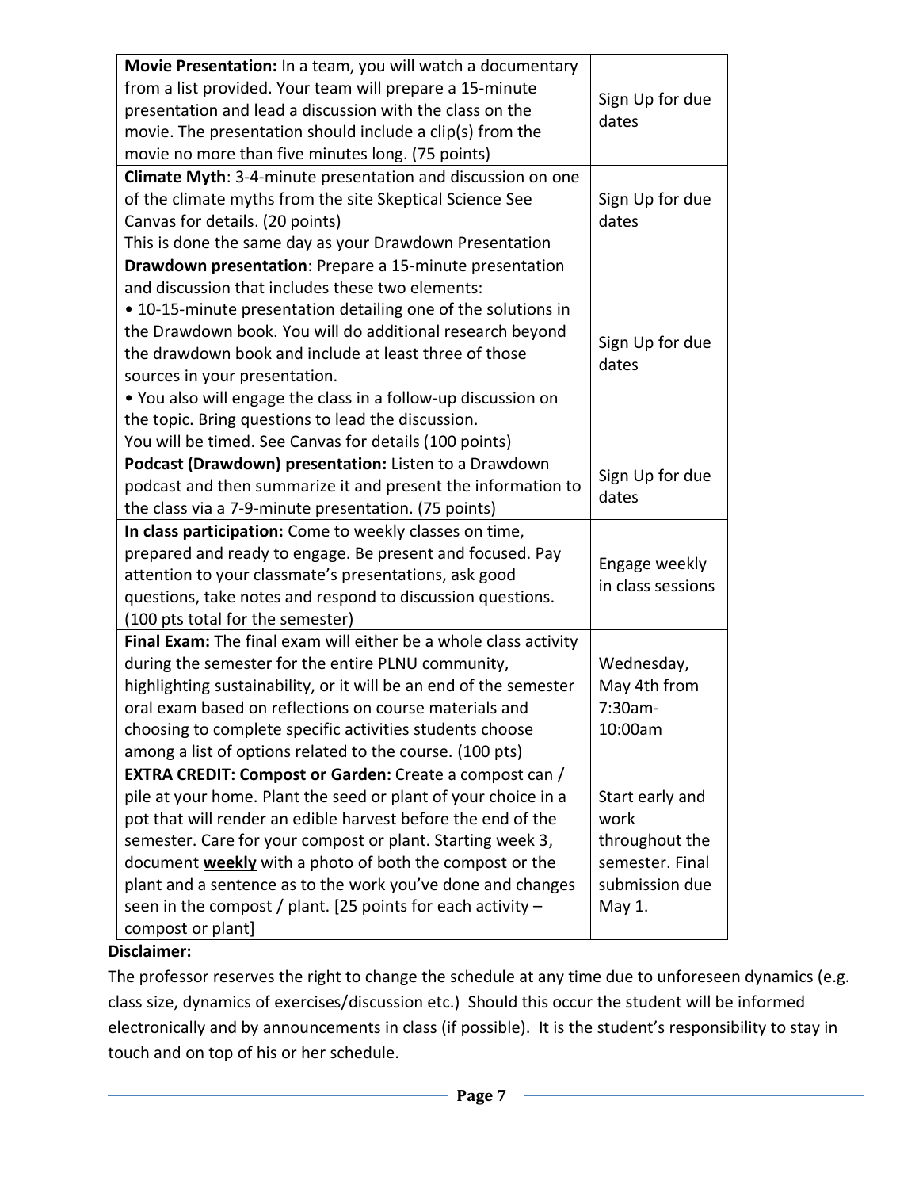| | |
|---|---|
| **Movie Presentation:** In a team, you will watch a documentary from a list provided. Your team will prepare a 15-minute presentation and lead a discussion with the class on the movie. The presentation should include a clip(s) from the movie no more than five minutes long. (75 points) | Sign Up for due dates |
| **Climate Myth**: 3-4-minute presentation and discussion on one of the climate myths from the site Skeptical Science See Canvas for details. (20 points)<br>This is done the same day as your Drawdown Presentation | Sign Up for due dates |
| **Drawdown presentation**: Prepare a 15-minute presentation and discussion that includes these two elements:<br>• 10-15-minute presentation detailing one of the solutions in the Drawdown book. You will do additional research beyond the drawdown book and include at least three of those sources in your presentation.<br>• You also will engage the class in a follow-up discussion on the topic. Bring questions to lead the discussion.<br>You will be timed. See Canvas for details (100 points) | Sign Up for due dates |
| **Podcast (Drawdown) presentation:** Listen to a Drawdown podcast and then summarize it and present the information to the class via a 7-9-minute presentation. (75 points) | Sign Up for due dates |
| **In class participation:** Come to weekly classes on time, prepared and ready to engage. Be present and focused. Pay attention to your classmate's presentations, ask good questions, take notes and respond to discussion questions. (100 pts total for the semester) | Engage weekly in class sessions |
| **Final Exam:** The final exam will either be a whole class activity during the semester for the entire PLNU community, highlighting sustainability, or it will be an end of the semester oral exam based on reflections on course materials and choosing to complete specific activities students choose among a list of options related to the course. (100 pts) | Wednesday, May 4th from 7:30am-10:00am |
| **EXTRA CREDIT: Compost or Garden:** Create a compost can / pile at your home. Plant the seed or plant of your choice in a pot that will render an edible harvest before the end of the semester. Care for your compost or plant. Starting week 3, document **weekly** with a photo of both the compost or the plant and a sentence as to the work you've done and changes seen in the compost / plant. [25 points for each activity – compost or plant] | Start early and work throughout the semester. Final submission due May 1. |

**Disclaimer:**

The professor reserves the right to change the schedule at any time due to unforeseen dynamics (e.g. class size, dynamics of exercises/discussion etc.) Should this occur the student will be informed electronically and by announcements in class (if possible). It is the student's responsibility to stay in touch and on top of his or her schedule.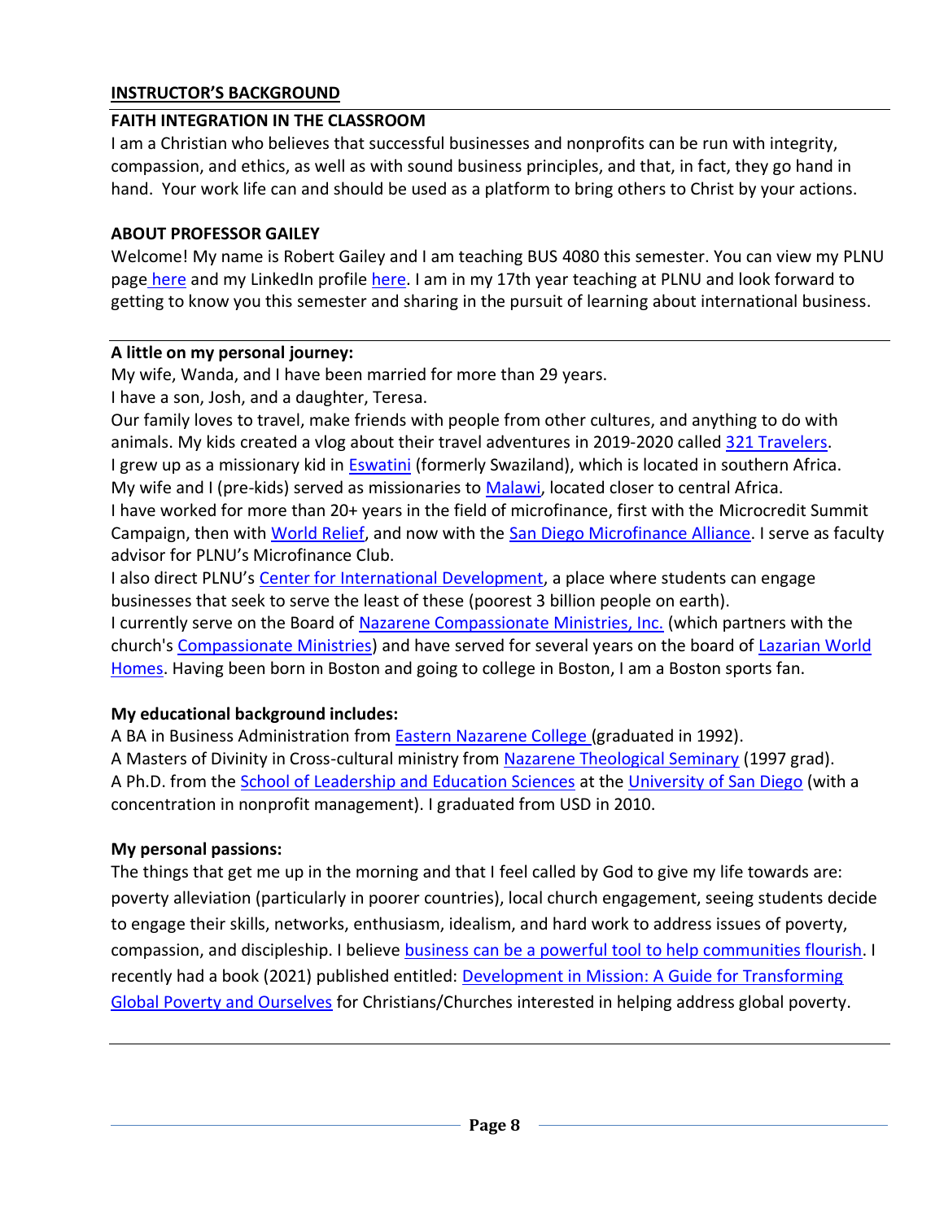## INSTRUCTOR'S BACKGROUND

### FAITH INTEGRATION IN THE CLASSROOM

I am a Christian who believes that successful businesses and nonprofits can be run with integrity, compassion, and ethics, as well as with sound business principles, and that, in fact, they go hand in hand. Your work life can and should be used as a platform to bring others to Christ by your actions.

### ABOUT PROFESSOR GAILEY

Welcome! My name is Robert Gailey and I am teaching BUS 4080 this semester. You can view my PLNU page here and my LinkedIn profile here. I am in my 17th year teaching at PLNU and look forward to getting to know you this semester and sharing in the pursuit of learning about international business.

**A little on my personal journey:**

My wife, Wanda, and I have been married for more than 29 years.
I have a son, Josh, and a daughter, Teresa.
Our family loves to travel, make friends with people from other cultures, and anything to do with animals. My kids created a vlog about their travel adventures in 2019-2020 called 321 Travelers.
I grew up as a missionary kid in Eswatini (formerly Swaziland), which is located in southern Africa.
My wife and I (pre-kids) served as missionaries to Malawi, located closer to central Africa.
I have worked for more than 20+ years in the field of microfinance, first with the Microcredit Summit Campaign, then with World Relief, and now with the San Diego Microfinance Alliance. I serve as faculty advisor for PLNU's Microfinance Club.
I also direct PLNU's Center for International Development, a place where students can engage businesses that seek to serve the least of these (poorest 3 billion people on earth).
I currently serve on the Board of Nazarene Compassionate Ministries, Inc. (which partners with the church's Compassionate Ministries) and have served for several years on the board of Lazarian World Homes. Having been born in Boston and going to college in Boston, I am a Boston sports fan.

**My educational background includes:**

A BA in Business Administration from Eastern Nazarene College (graduated in 1992).
A Masters of Divinity in Cross-cultural ministry from Nazarene Theological Seminary (1997 grad).
A Ph.D. from the School of Leadership and Education Sciences at the University of San Diego (with a concentration in nonprofit management). I graduated from USD in 2010.

**My personal passions:**

The things that get me up in the morning and that I feel called by God to give my life towards are: poverty alleviation (particularly in poorer countries), local church engagement, seeing students decide to engage their skills, networks, enthusiasm, idealism, and hard work to address issues of poverty, compassion, and discipleship. I believe business can be a powerful tool to help communities flourish. I recently had a book (2021) published entitled: Development in Mission: A Guide for Transforming Global Poverty and Ourselves for Christians/Churches interested in helping address global poverty.